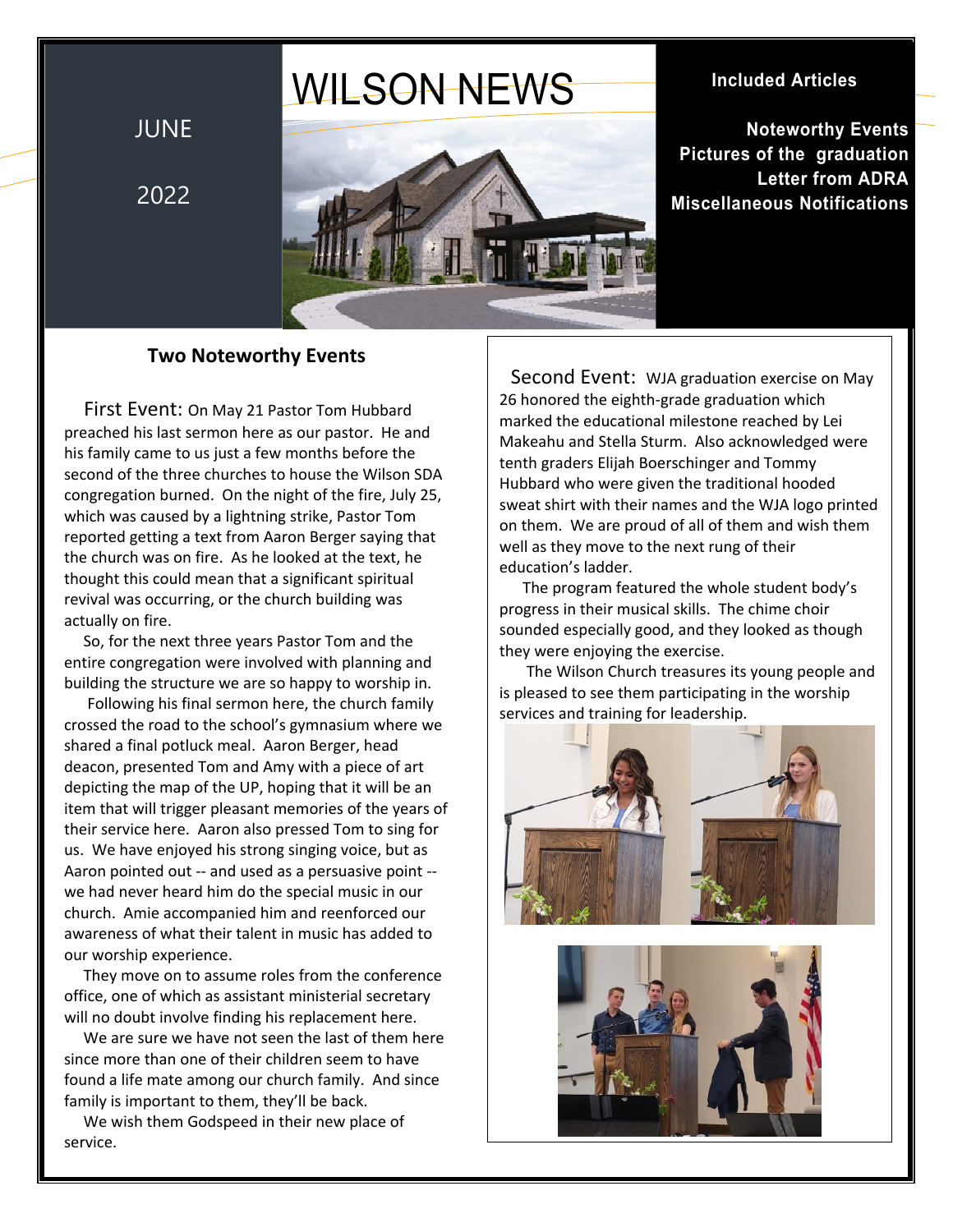# WILSON NEWS

JUNE

2022

**Included Articles**

**Noteworthy Events**
**Pictures of the graduation**
**Letter from ADRA**
**Miscellaneous Notifications**

## Two Noteworthy Events

First Event: On May 21 Pastor Tom Hubbard preached his last sermon here as our pastor. He and his family came to us just a few months before the second of the three churches to house the Wilson SDA congregation burned. On the night of the fire, July 25, which was caused by a lightning strike, Pastor Tom reported getting a text from Aaron Berger saying that the church was on fire. As he looked at the text, he thought this could mean that a significant spiritual revival was occurring, or the church building was actually on fire.

So, for the next three years Pastor Tom and the entire congregation were involved with planning and building the structure we are so happy to worship in.

Following his final sermon here, the church family crossed the road to the school's gymnasium where we shared a final potluck meal. Aaron Berger, head deacon, presented Tom and Amy with a piece of art depicting the map of the UP, hoping that it will be an item that will trigger pleasant memories of the years of their service here. Aaron also pressed Tom to sing for us. We have enjoyed his strong singing voice, but as Aaron pointed out -- and used as a persuasive point -- we had never heard him do the special music in our church. Amie accompanied him and reenforced our awareness of what their talent in music has added to our worship experience.

They move on to assume roles from the conference office, one of which as assistant ministerial secretary will no doubt involve finding his replacement here.

We are sure we have not seen the last of them here since more than one of their children seem to have found a life mate among our church family. And since family is important to them, they'll be back.

We wish them Godspeed in their new place of service.

Second Event: WJA graduation exercise on May 26 honored the eighth-grade graduation which marked the educational milestone reached by Lei Makeahu and Stella Sturm. Also acknowledged were tenth graders Elijah Boerschinger and Tommy Hubbard who were given the traditional hooded sweat shirt with their names and the WJA logo printed on them. We are proud of all of them and wish them well as they move to the next rung of their education's ladder.

The program featured the whole student body's progress in their musical skills. The chime choir sounded especially good, and they looked as though they were enjoying the exercise.

The Wilson Church treasures its young people and is pleased to see them participating in the worship services and training for leadership.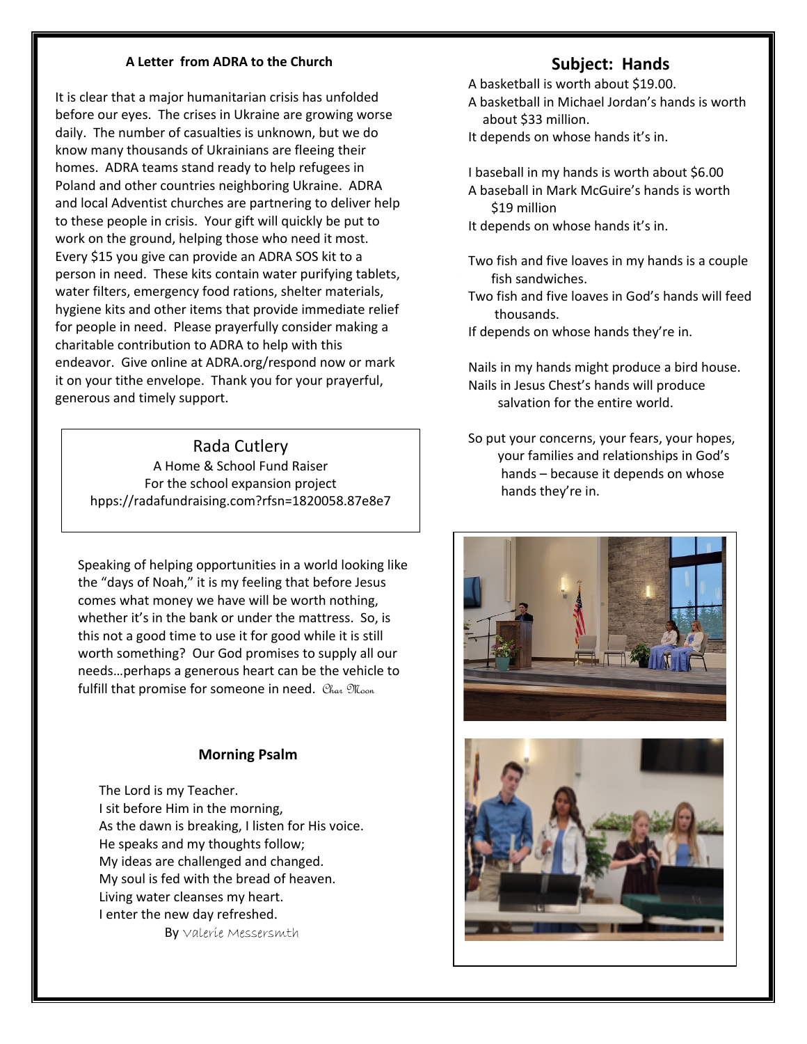### A Letter from ADRA to the Church

It is clear that a major humanitarian crisis has unfolded before our eyes. The crises in Ukraine are growing worse daily. The number of casualties is unknown, but we do know many thousands of Ukrainians are fleeing their homes. ADRA teams stand ready to help refugees in Poland and other countries neighboring Ukraine. ADRA and local Adventist churches are partnering to deliver help to these people in crisis. Your gift will quickly be put to work on the ground, helping those who need it most. Every $15 you give can provide an ADRA SOS kit to a person in need. These kits contain water purifying tablets, water filters, emergency food rations, shelter materials, hygiene kits and other items that provide immediate relief for people in need. Please prayerfully consider making a charitable contribution to ADRA to help with this endeavor. Give online at ADRA.org/respond now or mark it on your tithe envelope. Thank you for your prayerful, generous and timely support.

> **Rada Cutlery**
> A Home & School Fund Raiser
> For the school expansion project
> hpps://radafundraising.com?rfsn=1820058.87e8e7

Speaking of helping opportunities in a world looking like the "days of Noah," it is my feeling that before Jesus comes what money we have will be worth nothing, whether it's in the bank or under the mattress. So, is this not a good time to use it for good while it is still worth something? Our God promises to supply all our needs…perhaps a generous heart can be the vehicle to fulfill that promise for someone in need. *Char Moon*

### Morning Psalm

The Lord is my Teacher.
I sit before Him in the morning,
As the dawn is breaking, I listen for His voice.
He speaks and my thoughts follow;
My ideas are challenged and changed.
My soul is fed with the bread of heaven.
Living water cleanses my heart.
I enter the new day refreshed.

By *Valerie Messersmth*

## Subject: Hands

A basketball is worth about $19.00.
A basketball in Michael Jordan's hands is worth about $33 million.
It depends on whose hands it's in.

I baseball in my hands is worth about $6.00
A baseball in Mark McGuire's hands is worth $19 million
It depends on whose hands it's in.

Two fish and five loaves in my hands is a couple fish sandwiches.
Two fish and five loaves in God's hands will feed thousands.
If depends on whose hands they're in.

Nails in my hands might produce a bird house.
Nails in Jesus Chest's hands will produce salvation for the entire world.

So put your concerns, your fears, your hopes, your families and relationships in God's hands – because it depends on whose hands they're in.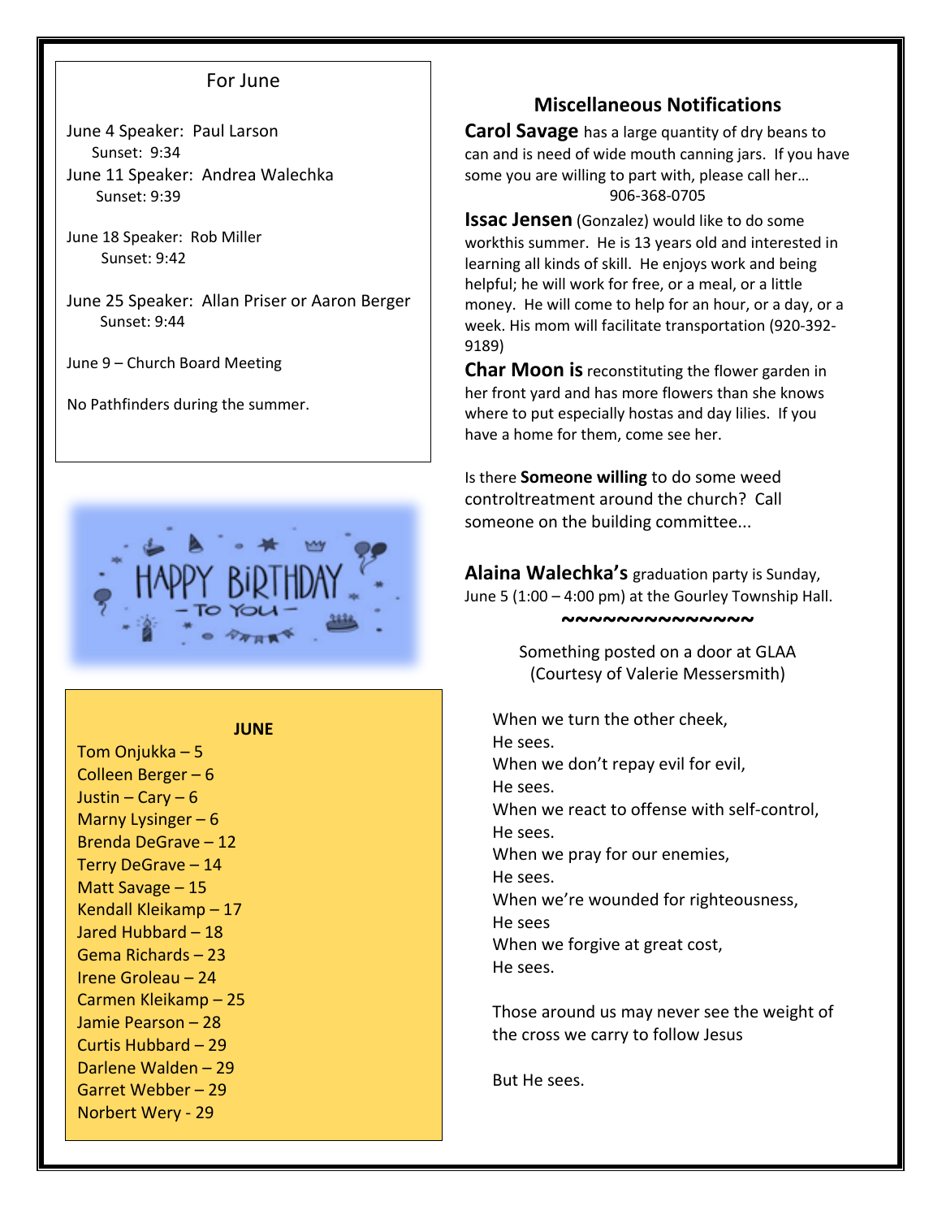## For June

June 4 Speaker: Paul Larson
Sunset: 9:34

June 11 Speaker: Andrea Walechka
Sunset: 9:39

June 18 Speaker: Rob Miller
Sunset: 9:42

June 25 Speaker: Allan Priser or Aaron Berger
Sunset: 9:44

June 9 – Church Board Meeting

No Pathfinders during the summer.

HAPPY BiRTHDAY
– TO YOU –

**JUNE**

Tom Onjukka – 5
Colleen Berger – 6
Justin – Cary – 6
Marny Lysinger – 6
Brenda DeGrave – 12
Terry DeGrave – 14
Matt Savage – 15
Kendall Kleikamp – 17
Jared Hubbard – 18
Gema Richards – 23
Irene Groleau – 24
Carmen Kleikamp – 25
Jamie Pearson – 28
Curtis Hubbard – 29
Darlene Walden – 29
Garret Webber – 29
Norbert Wery - 29

## Miscellaneous Notifications

**Carol Savage** has a large quantity of dry beans to can and is need of wide mouth canning jars. If you have some you are willing to part with, please call her…
906-368-0705

**Issac Jensen** (Gonzalez) would like to do some workthis summer. He is 13 years old and interested in learning all kinds of skill. He enjoys work and being helpful; he will work for free, or a meal, or a little money. He will come to help for an hour, or a day, or a week. His mom will facilitate transportation (920-392-9189)

**Char Moon is** reconstituting the flower garden in her front yard and has more flowers than she knows where to put especially hostas and day lilies. If you have a home for them, come see her.

Is there **Someone willing** to do some weed controltreatment around the church? Call someone on the building committee...

**Alaina Walechka's** graduation party is Sunday, June 5 (1:00 – 4:00 pm) at the Gourley Township Hall.

~~~~~~~~~~~~~~

Something posted on a door at GLAA
(Courtesy of Valerie Messersmith)

When we turn the other cheek,
He sees.
When we don't repay evil for evil,
He sees.
When we react to offense with self-control,
He sees.
When we pray for our enemies,
He sees.
When we're wounded for righteousness,
He sees
When we forgive at great cost,
He sees.

Those around us may never see the weight of the cross we carry to follow Jesus

But He sees.